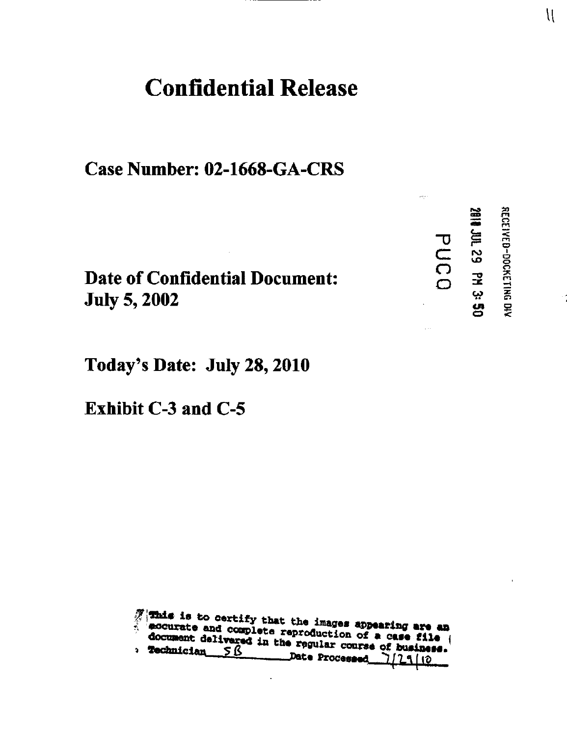# Confidential Release

## Case Number: 02-1668-GA-CRS

**Date of Confidential Document:**
**July 5, 2002**

RECEIVED-DOCKETING DIV

2010 JUL 29 PM 3:50

PUCO

**Today's Date: July 28, 2010**

**Exhibit C-3 and C-5**

This is to certify that the images appearing are an accurate and complete reproduction of a case file document delivered in the regular course of business.
Technician SB Date Processed 7/29/10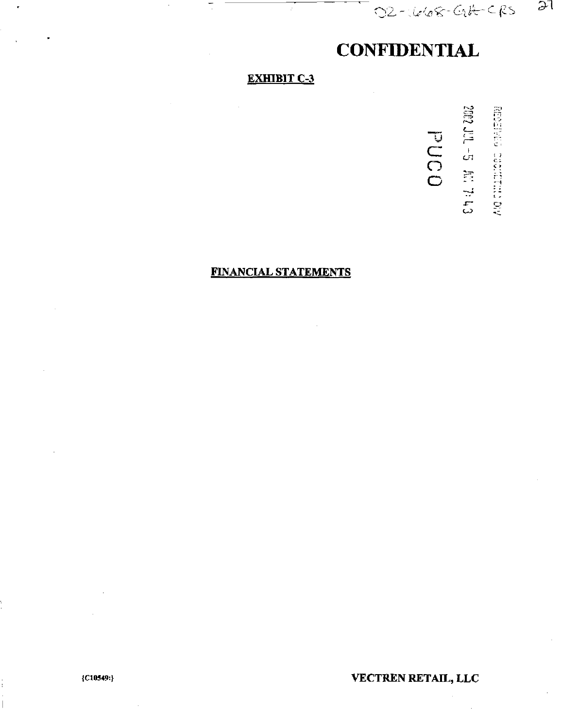02-1668-GA-CRS

# CONFIDENTIAL

**EXHIBIT C-3**

RECEIVED-DOCKETING DIV

2002 JUL -5 AM 7:43

PUCO

**FINANCIAL STATEMENTS**

{C10549:}

**VECTREN RETAIL, LLC**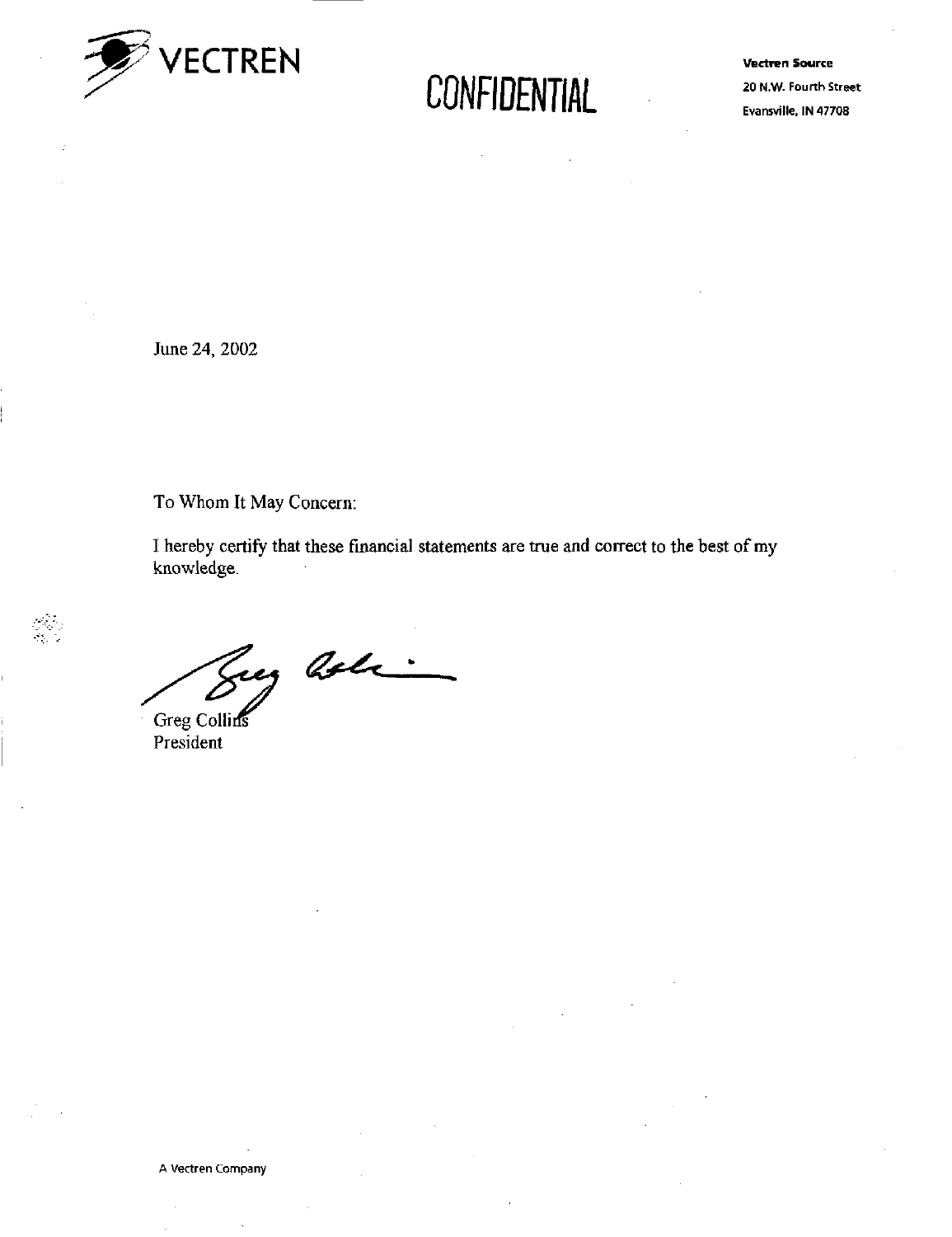VECTREN

# CONFIDENTIAL

**Vectren Source**
20 N.W. Fourth Street
Evansville, IN 47708

June 24, 2002

To Whom It May Concern:

I hereby certify that these financial statements are true and correct to the best of my knowledge.

Greg Collins
President

A Vectren Company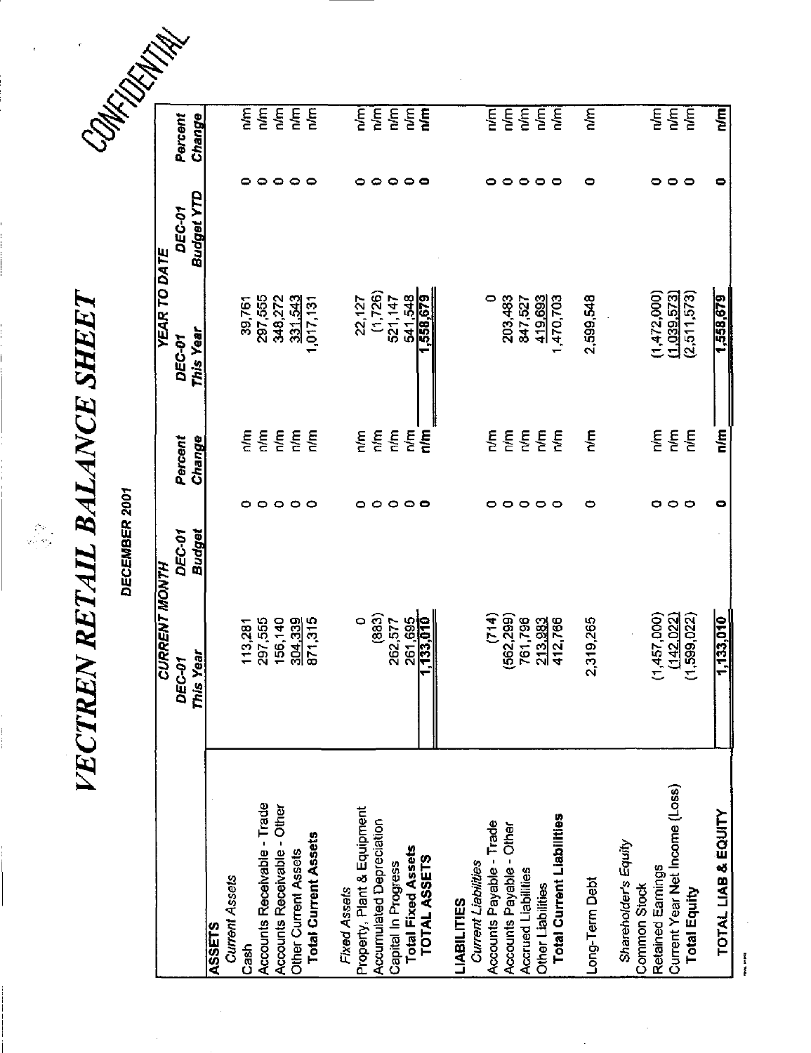# VECTREN RETAIL BALANCE SHEET

DECEMBER 2001

CONFIDENTIAL

| | CURRENT MONTH | | | YEAR TO DATE | | |
|---|---|---|---|---|---|---|
| | *DEC-01 This Year* | *DEC-01 Budget* | *Percent Change* | *DEC-01 This Year* | *DEC-01 Budget YTD* | *Percent Change* |
| **ASSETS** | | | | | | |
| *Current Assets* | | | | | | |
| Cash | 113,281 | 0 | n/m | 39,761 | 0 | n/m |
| Accounts Receivable - Trade | 297,555 | 0 | n/m | 297,555 | 0 | n/m |
| Accounts Receivable - Other | 156,140 | 0 | n/m | 348,272 | 0 | n/m |
| Other Current Assets | 304,339 | 0 | n/m | 331,543 | 0 | n/m |
| **Total Current Assets** | 871,315 | 0 | n/m | 1,017,131 | 0 | n/m |
| *Fixed Assets* | | | | | | |
| Property, Plant & Equipment | 0 | 0 | n/m | 22,127 | 0 | n/m |
| Accumulated Depreciation | (883) | 0 | n/m | (1,726) | 0 | n/m |
| Capital In Progress | 262,577 | 0 | n/m | 521,147 | 0 | n/m |
| **Total Fixed Assets** | 261,695 | 0 | n/m | 541,548 | 0 | n/m |
| **TOTAL ASSETS** | **1,133,010** | **0** | **n/m** | **1,558,679** | **0** | **n/m** |
| **LIABILITIES** | | | | | | |
| *Current Liabilities* | | | | | | |
| Accounts Payable - Trade | (714) | 0 | n/m | 0 | 0 | n/m |
| Accounts Payable - Other | (562,299) | 0 | n/m | 203,483 | 0 | n/m |
| Accrued Liabilities | 761,796 | 0 | n/m | 847,527 | 0 | n/m |
| Other Liabilities | 213,983 | 0 | n/m | 419,693 | 0 | n/m |
| **Total Current Liabilities** | 412,766 | 0 | n/m | 1,470,703 | 0 | n/m |
| Long-Term Debt | 2,319,265 | 0 | n/m | 2,599,548 | 0 | n/m |
| *Shareholder's Equity* | | | | | | |
| Common Stock | | | | | | |
| Retained Earnings | (1,457,000) | 0 | n/m | (1,472,000) | 0 | n/m |
| Current Year Net Income (Loss) | (142,022) | 0 | n/m | (1,039,573) | 0 | n/m |
| **Total Equity** | (1,599,022) | 0 | n/m | (2,511,573) | 0 | n/m |
| **TOTAL LIAB & EQUITY** | **1,133,010** | **0** | **n/m** | **1,558,679** | **0** | **n/m** |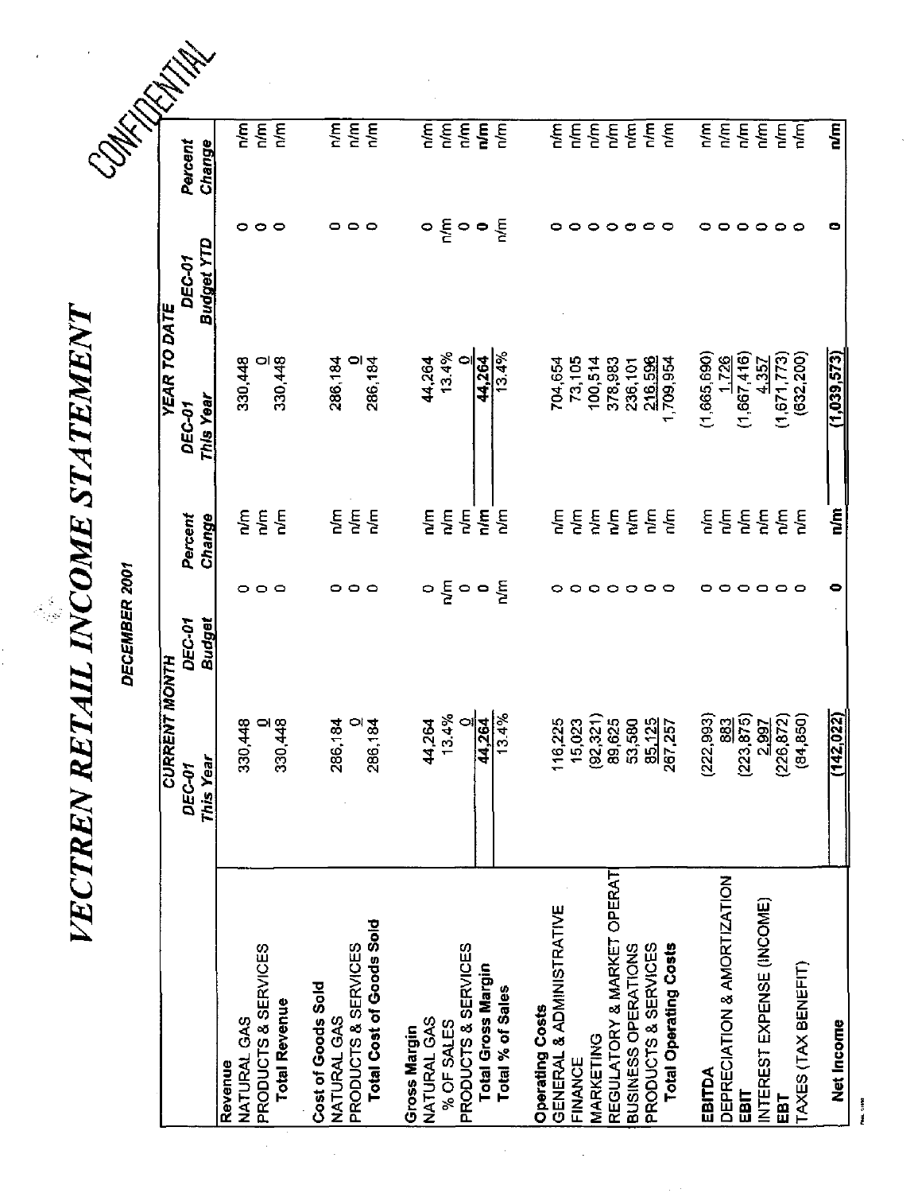CONFIDENTIAL

# VECTREN RETAIL INCOME STATEMENT

## DECEMBER 2001

| | CURRENT MONTH | | | YEAR TO DATE | | |
|---|---|---|---|---|---|---|
| | DEC-01 This Year | DEC-01 Budget | Percent Change | DEC-01 This Year | DEC-01 Budget YTD | Percent Change |
| **Revenue** | | | | | | |
| NATURAL GAS | 330,448 | 0 | n/m | 330,448 | 0 | n/m |
| PRODUCTS & SERVICES | 0 | 0 | n/m | 0 | 0 | n/m |
| **Total Revenue** | 330,448 | 0 | n/m | 330,448 | 0 | n/m |
| **Cost of Goods Sold** | | | | | | |
| NATURAL GAS | 286,184 | 0 | n/m | 286,184 | 0 | n/m |
| PRODUCTS & SERVICES | 0 | 0 | n/m | 0 | 0 | n/m |
| **Total Cost of Goods Sold** | 286,184 | 0 | n/m | 286,184 | 0 | n/m |
| **Gross Margin** | | | | | | |
| NATURAL GAS | 44,264 | 0 | n/m | 44,264 | 0 | n/m |
| % OF SALES | 13.4% | n/m | n/m | 13.4% | n/m | n/m |
| PRODUCTS & SERVICES | 0 | 0 | n/m | 0 | 0 | n/m |
| **Total Gross Margin** | **44,264** | **0** | **n/m** | **44,264** | **0** | **n/m** |
| **Total % of Sales** | 13.4% | n/m | n/m | 13.4% | n/m | n/m |
| **Operating Costs** | | | | | | |
| GENERAL & ADMINISTRATIVE | 116,225 | 0 | n/m | 704,654 | 0 | n/m |
| FINANCE | 15,023 | 0 | n/m | 73,105 | 0 | n/m |
| MARKETING | (92,321) | 0 | n/m | 100,514 | 0 | n/m |
| REGULATORY & MARKET OPERAT | 89,625 | 0 | n/m | 378,983 | 0 | n/m |
| BUSINESS OPERATIONS | 53,580 | 0 | n/m | 236,101 | 0 | n/m |
| PRODUCTS & SERVICES | 85,125 | 0 | n/m | 216,596 | 0 | n/m |
| **Total Operating Costs** | 267,257 | 0 | n/m | 1,709,954 | 0 | n/m |
| **EBITDA** | (222,993) | 0 | n/m | (1,665,690) | 0 | n/m |
| DEPRECIATION & AMORTIZATION | 883 | 0 | n/m | 1,726 | 0 | n/m |
| **EBIT** | (223,875) | 0 | n/m | (1,667,416) | 0 | n/m |
| INTEREST EXPENSE (INCOME) | 2,997 | 0 | n/m | 4,357 | 0 | n/m |
| **EBT** | (226,872) | 0 | n/m | (1,671,773) | 0 | n/m |
| TAXES (TAX BENEFIT) | (84,850) | 0 | n/m | (632,200) | 0 | n/m |
| **Net Income** | **(142,022)** | **0** | **n/m** | **(1,039,573)** | **0** | **n/m** |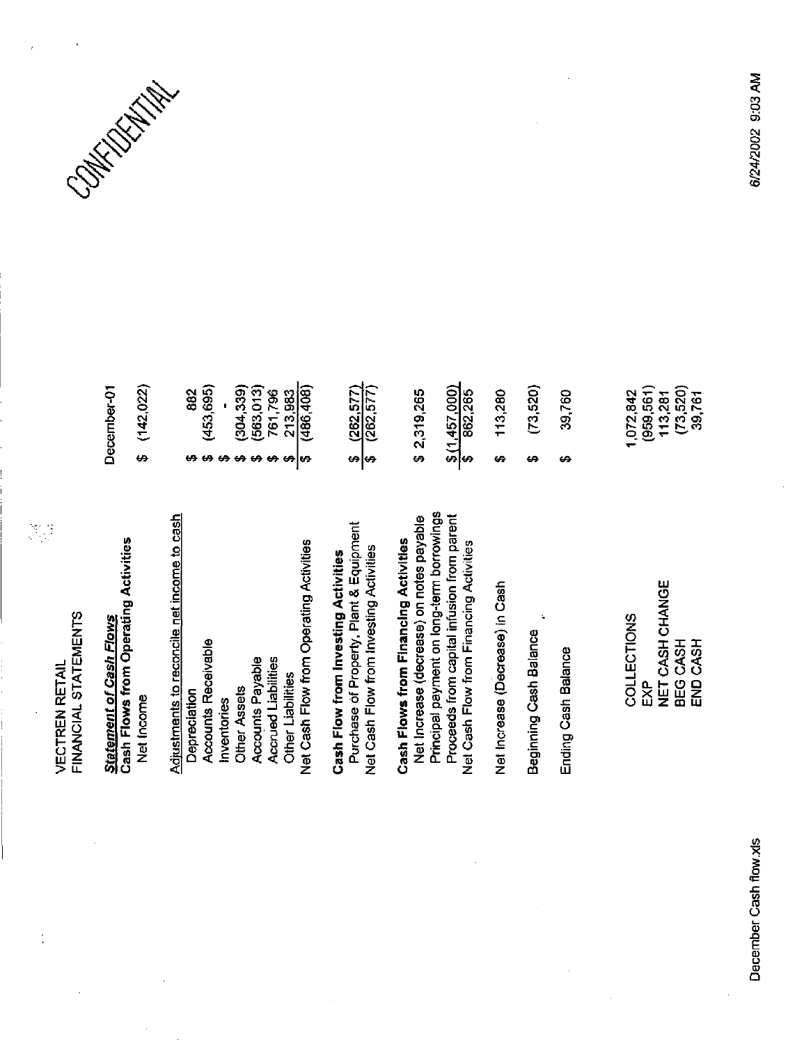CONFIDENTIAL

VECTREN RETAIL
FINANCIAL STATEMENTS

| ***Statement of Cash Flows*** | December-01 |
|---|---|
| **Cash Flows from Operating Activities** | |
| Net Income | $ (142,022) |
| | |
| Adjustments to reconcile net income to cash | |
| Depreciation | $ 882 |
| Accounts Receivable | $ (453,695) |
| Inventories | $ - |
| Other Assets | $ (304,339) |
| Accounts Payable | $ (563,013) |
| Accrued Liabilities | $ 761,796 |
| Other Liabilities | $ 213,983 |
| Net Cash Flow from Operating Activities | $ (486,408) |
| | |
| **Cash Flow from Investing Activities** | |
| Purchase of Property, Plant & Equipment | $ (262,577) |
| Net Cash Flow from Investing Activities | $ (262,577) |
| | |
| **Cash Flows from Financing Activities** | |
| Net Increase (decrease) on notes payable | $ 2,319,265 |
| Principal payment on long-term borrowings | |
| Proceeds from capital infusion from parent | $ (1,457,000) |
| Net Cash Flow from Financing Activities | $ 862,265 |
| | |
| Net Increase (Decrease) in Cash | $ 113,280 |
| | |
| Beginning Cash Balance | $ (73,520) |
| | |
| Ending Cash Balance | $ 39,760 |

| | |
|---|---|
| COLLECTIONS | 1,072,842 |
| EXP | (959,561) |
| NET CASH CHANGE | 113,281 |
| BEG CASH | (73,520) |
| END CASH | 39,761 |

December Cash flow.xls

6/24/2002 9:03 AM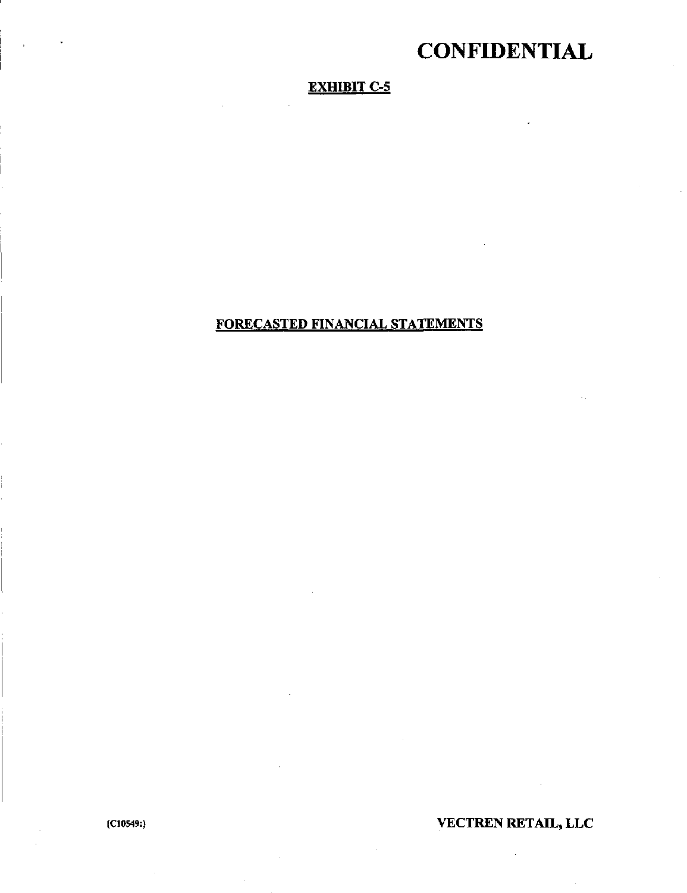# CONFIDENTIAL

**EXHIBIT C-5**

**FORECASTED FINANCIAL STATEMENTS**

{C10549:}

**VECTREN RETAIL, LLC**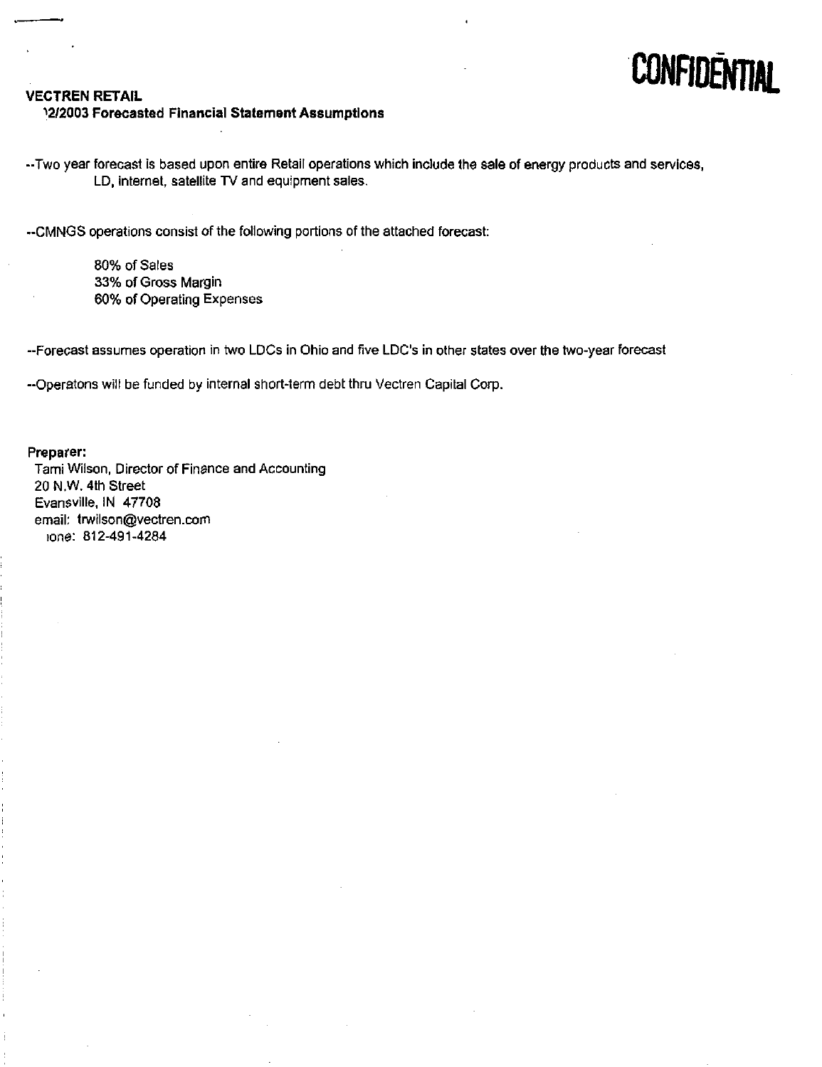**CONFIDENTIAL**

**VECTREN RETAIL**
**12/2003 Forecasted Financial Statement Assumptions**

--Two year forecast is based upon entire Retail operations which include the sale of energy products and services, LD, internet, satellite TV and equipment sales.

--CMNGS operations consist of the following portions of the attached forecast:

80% of Sales
33% of Gross Margin
60% of Operating Expenses

--Forecast assumes operation in two LDCs in Ohio and five LDC's in other states over the two-year forecast

--Operatons will be funded by internal short-term debt thru Vectren Capital Corp.

**Preparer:**
Tami Wilson, Director of Finance and Accounting
20 N.W. 4th Street
Evansville, IN 47708
email: trwilson@vectren.com
Phone: 812-491-4284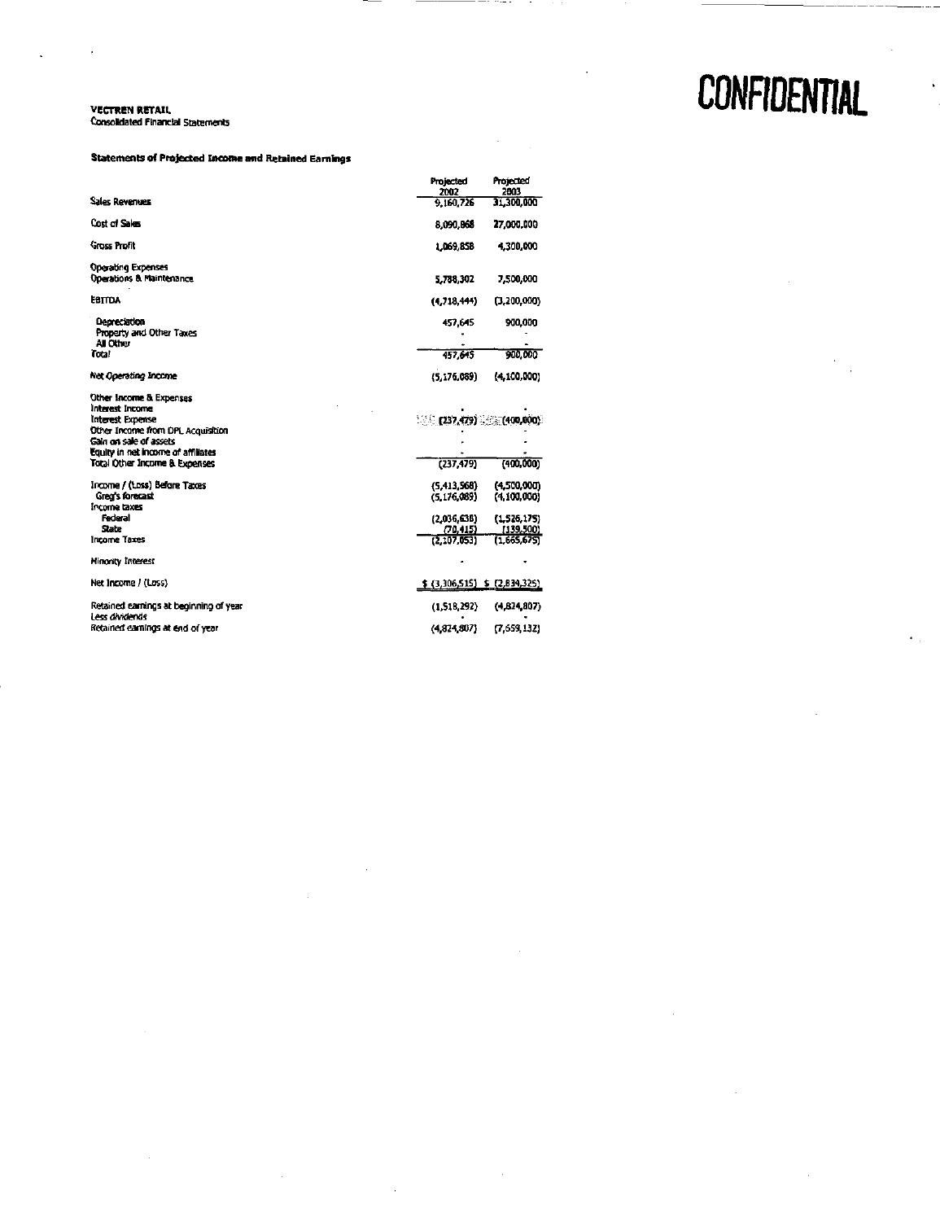**CONFIDENTIAL**

**VECTREN RETAIL**
Consolidated Financial Statements

**Statements of Projected Income and Retained Earnings**

| | Projected 2002 | Projected 2003 |
|---|---|---|
| Sales Revenues | 9,160,726 | 31,300,000 |
| Cost of Sales | 8,090,868 | 27,000,000 |
| Gross Profit | 1,069,858 | 4,300,000 |
| Operating Expenses | | |
| Operations & Maintenance | 5,788,302 | 7,500,000 |
| EBITDA | (4,718,444) | (3,200,000) |
| Depreciation | 457,645 | 900,000 |
| Property and Other Taxes | - | - |
| All Other | - | - |
| Total | 457,645 | 900,000 |
| *Net Operating Income* | (5,176,089) | (4,100,000) |
| Other Income & Expenses | | |
| Interest Income | - | - |
| Interest Expense | (237,479) | (400,000) |
| Other Income from DPL Acquisition | - | - |
| Gain on sale of assets | - | - |
| Equity in net income of affiliates | - | - |
| Total Other Income & Expenses | (237,479) | (400,000) |
| Income / (Loss) Before Taxes | (5,413,568) | (4,500,000) |
| Greg's forecast | (5,176,089) | (4,100,000) |
| Income taxes | | |
| Federal | (2,036,638) | (1,526,175) |
| State | (70,415) | (139,500) |
| Income Taxes | (2,107,053) | (1,665,675) |
| Minority Interest | - | - |
| Net Income / (Loss) | $ (3,306,515) | $ (2,834,325) |
| Retained earnings at beginning of year | (1,518,292) | (4,824,807) |
| *Less dividends* | - | - |
| Retained earnings at end of year | (4,824,807) | (7,659,132) |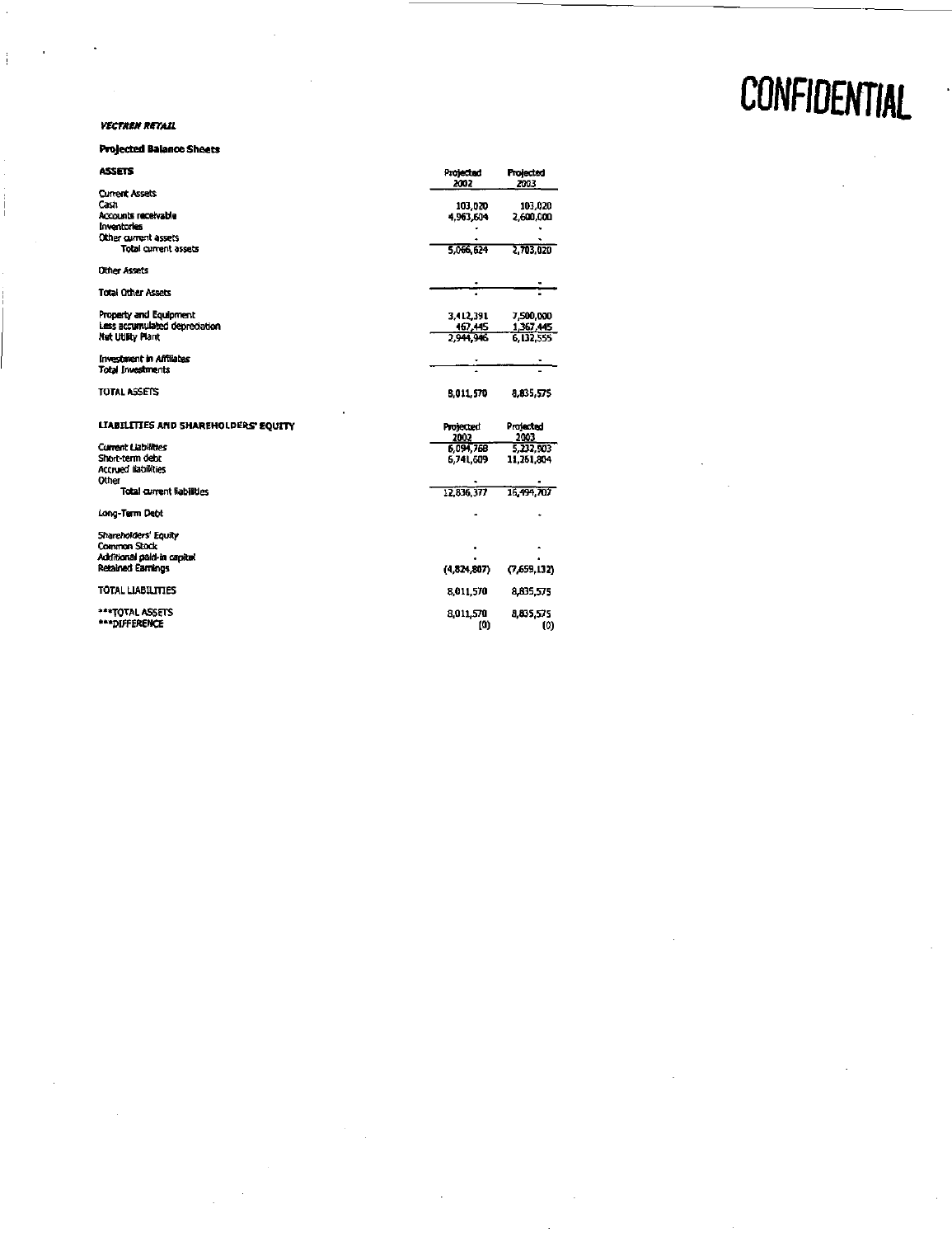# CONFIDENTIAL

***VECTREN RETAIL***

**Projected Balance Sheets**

| **ASSETS** | Projected 2002 | Projected 2003 |
|---|---|---|
| Current Assets | | |
| Cash | 103,020 | 103,020 |
| Accounts receivable | 4,963,604 | 2,600,000 |
| Inventories | - | - |
| Other current assets | - | - |
| Total current assets | 5,066,624 | 2,703,020 |
| Other Assets | | |
| | - | - |
| Total Other Assets | - | - |
| Property and Equipment | 3,412,391 | 7,500,000 |
| Less accumulated depreciation | 467,445 | 1,367,445 |
| Net Utility Plant | 2,944,946 | 6,132,555 |
| Investment in Affiliates | - | - |
| Total Investments | - | - |
| TOTAL ASSETS | 8,011,570 | 8,835,575 |

| **LIABILITIES AND SHAREHOLDERS' EQUITY** | Projected 2002 | Projected 2003 |
|---|---|---|
| Current Liabilities | 6,094,768 | 5,232,903 |
| Short-term debt | 6,741,609 | 11,261,804 |
| Accrued liabilities | | |
| Other | - | - |
| Total current liabilities | 12,836,377 | 16,494,707 |
| Long-Term Debt | - | - |
| Shareholders' Equity | | |
| Common Stock | - | - |
| Additional paid-in capital | - | - |
| Retained Earnings | (4,824,807) | (7,659,132) |
| TOTAL LIABILITIES | 8,011,570 | 8,835,575 |
| ***TOTAL ASSETS | 8,011,570 | 8,835,575 |
| ***DIFFERENCE | (0) | (0) |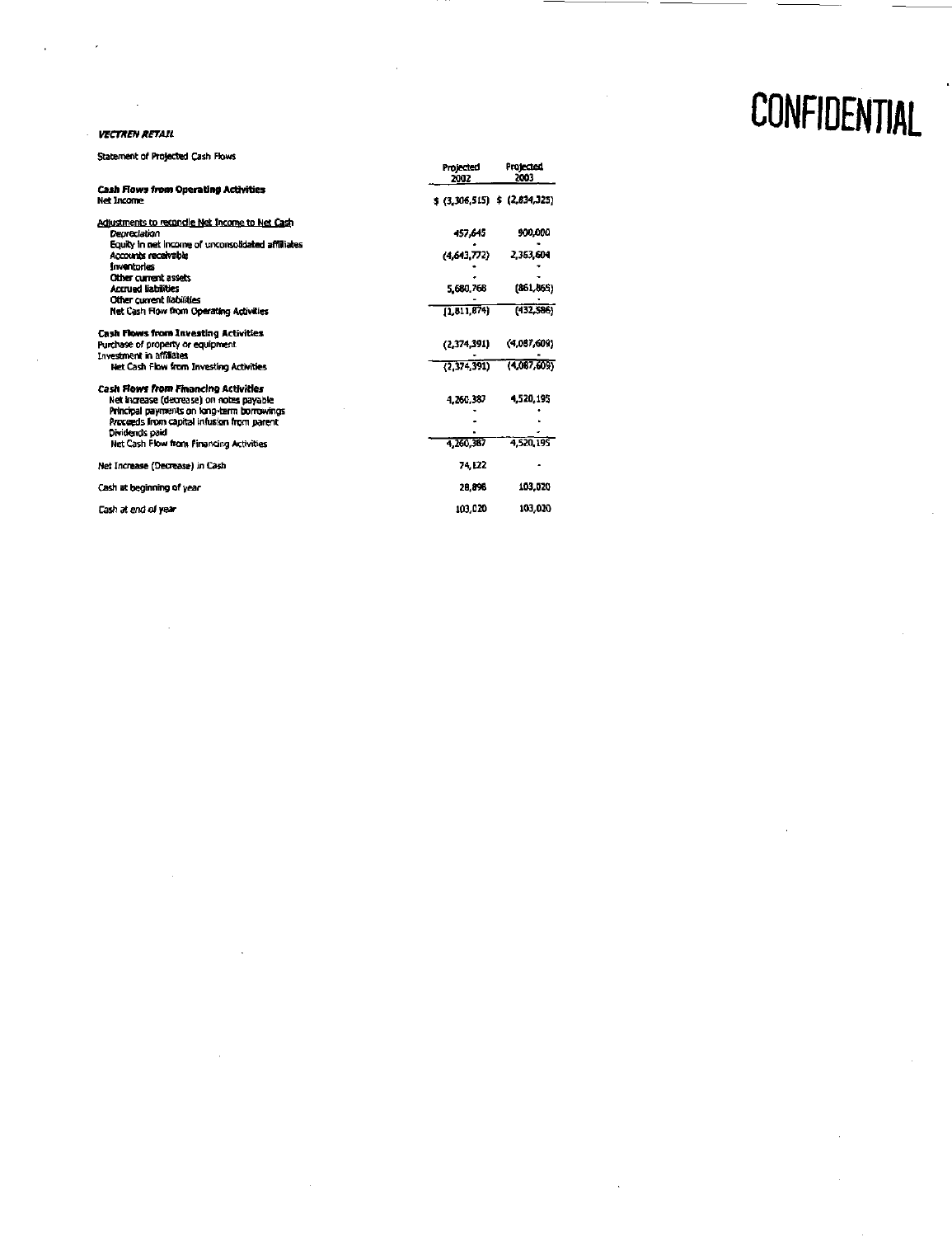**CONFIDENTIAL**

***VECTREN RETAIL***

Statement of Projected Cash Flows

| | Projected 2002 | Projected 2003 |
|---|---|---|
| **Cash Flows from Operating Activities** | | |
| Net Income | $ (3,306,515) | $ (2,834,325) |
| Adjustments to reconcile Net Income to Net Cash | | |
| Depreciation | 457,645 | 900,000 |
| Equity in net income of unconsolidated affiliates | - | - |
| Accounts receivable | (4,643,772) | 2,363,604 |
| Inventories | - | - |
| Other current assets | - | - |
| Accrued liabilities | 5,680,768 | (861,865) |
| Other current liabilities | - | - |
| Net Cash Flow from Operating Activities | (1,811,874) | (432,586) |
| **Cash Flows from Investing Activities** | | |
| Purchase of property or equipment | (2,374,391) | (4,087,609) |
| Investment in affiliates | - | - |
| Net Cash Flow from Investing Activities | (2,374,391) | (4,087,609) |
| **Cash Flows from Financing Activities** | | |
| Net increase (decrease) on notes payable | 4,260,387 | 4,520,195 |
| Principal payments on long-term borrowings | - | - |
| Proceeds from capital infusion from parent | - | - |
| Dividends paid | - | - |
| Net Cash Flow from Financing Activities | 4,260,387 | 4,520,195 |
| Net Increase (Decrease) in Cash | 74,122 | - |
| Cash at beginning of year | 28,898 | 103,020 |
| Cash at end of year | 103,020 | 103,020 |